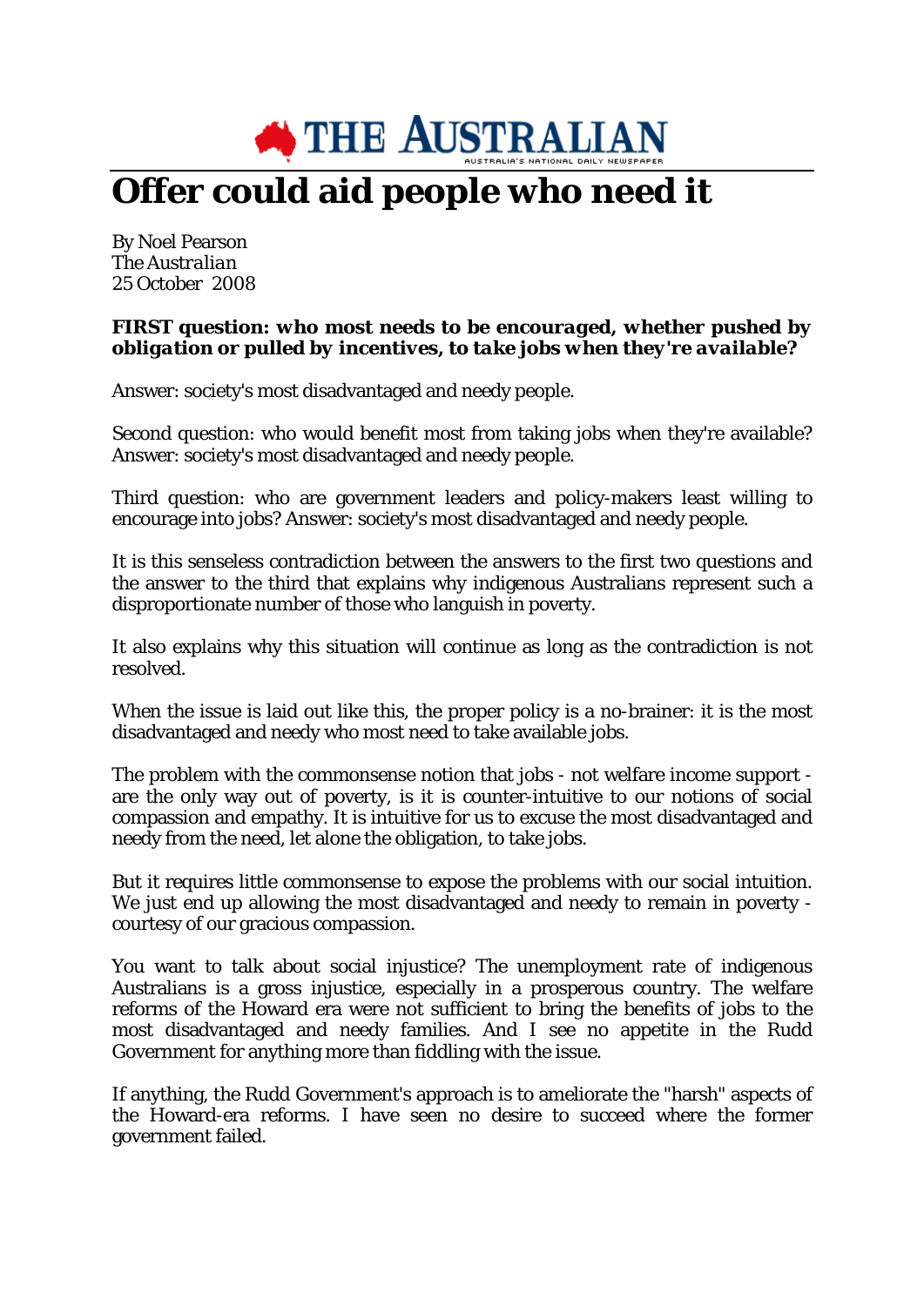THE AUSTRALIAN

AUSTRALIA'S NATIONAL DAILY NEWSPAPER

# Offer could aid people who need it

By Noel Pearson
*The Australian*
25 October 2008

**FIRST question: *who most needs to be encouraged, whether pushed by obligation or pulled by incentives, to take jobs when they're available?***

Answer: society's most disadvantaged and needy people.

Second question: who would benefit most from taking jobs when they're available? Answer: society's most disadvantaged and needy people.

Third question: who are government leaders and policy-makers least willing to encourage into jobs? Answer: society's most disadvantaged and needy people.

It is this senseless contradiction between the answers to the first two questions and the answer to the third that explains why indigenous Australians represent such a disproportionate number of those who languish in poverty.

It also explains why this situation will continue as long as the contradiction is not resolved.

When the issue is laid out like this, the proper policy is a no-brainer: it is the most disadvantaged and needy who most need to take available jobs.

The problem with the commonsense notion that jobs - not welfare income support - are the only way out of poverty, is it is counter-intuitive to our notions of social compassion and empathy. It is intuitive for us to excuse the most disadvantaged and needy from the need, let alone the obligation, to take jobs.

But it requires little commonsense to expose the problems with our social intuition. We just end up allowing the most disadvantaged and needy to remain in poverty - courtesy of our gracious compassion.

You want to talk about social injustice? The unemployment rate of indigenous Australians is a gross injustice, especially in a prosperous country. The welfare reforms of the Howard era were not sufficient to bring the benefits of jobs to the most disadvantaged and needy families. And I see no appetite in the Rudd Government for anything more than fiddling with the issue.

If anything, the Rudd Government's approach is to ameliorate the "harsh" aspects of the Howard-era reforms. I have seen no desire to succeed where the former government failed.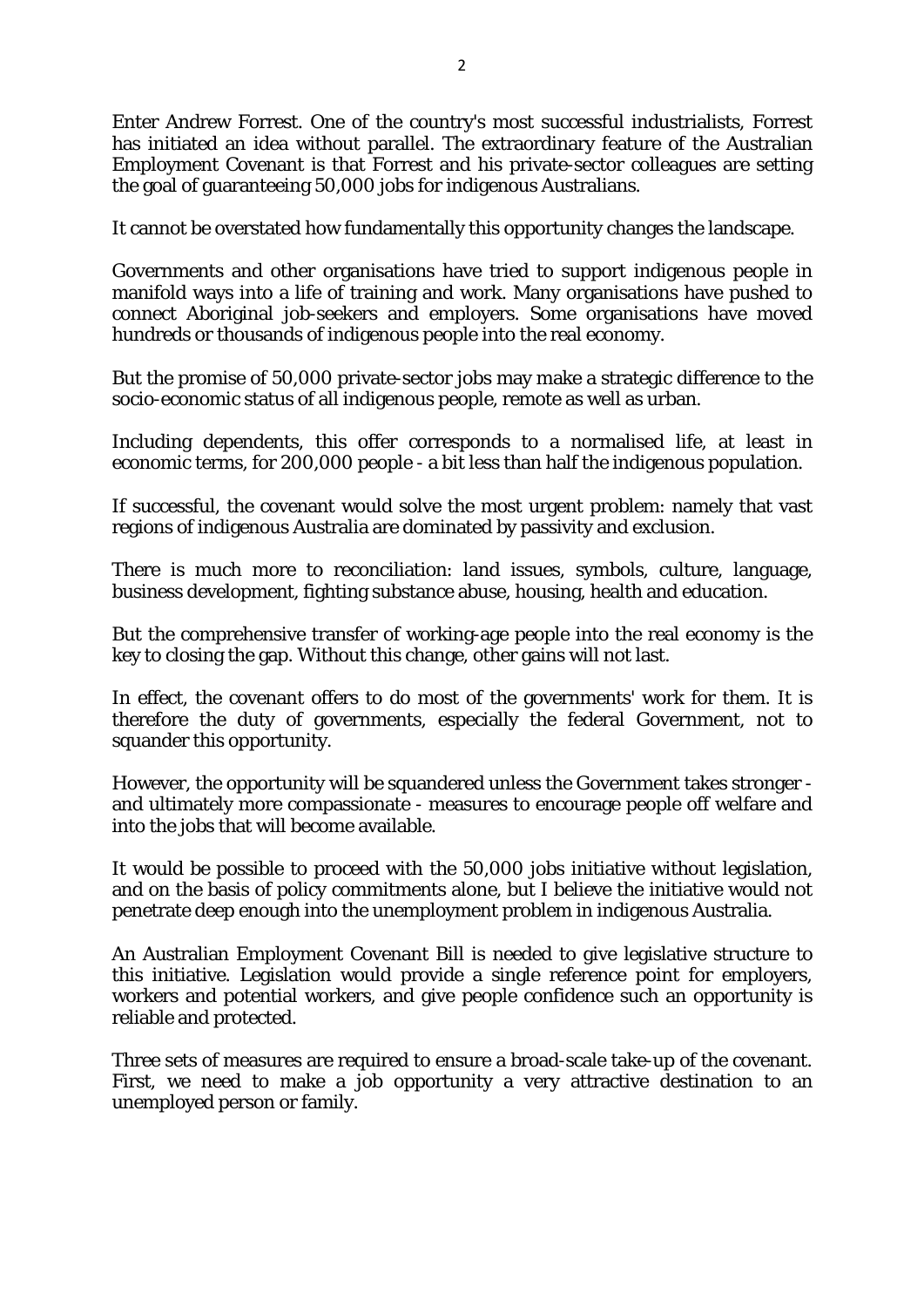Enter Andrew Forrest. One of the country's most successful industrialists, Forrest has initiated an idea without parallel. The extraordinary feature of the Australian Employment Covenant is that Forrest and his private-sector colleagues are setting the goal of guaranteeing 50,000 jobs for indigenous Australians.

It cannot be overstated how fundamentally this opportunity changes the landscape.

Governments and other organisations have tried to support indigenous people in manifold ways into a life of training and work. Many organisations have pushed to connect Aboriginal job-seekers and employers. Some organisations have moved hundreds or thousands of indigenous people into the real economy.

But the promise of 50,000 private-sector jobs may make a strategic difference to the socio-economic status of all indigenous people, remote as well as urban.

Including dependents, this offer corresponds to a normalised life, at least in economic terms, for 200,000 people - a bit less than half the indigenous population.

If successful, the covenant would solve the most urgent problem: namely that vast regions of indigenous Australia are dominated by passivity and exclusion.

There is much more to reconciliation: land issues, symbols, culture, language, business development, fighting substance abuse, housing, health and education.

But the comprehensive transfer of working-age people into the real economy is the key to closing the gap. Without this change, other gains will not last.

In effect, the covenant offers to do most of the governments' work for them. It is therefore the duty of governments, especially the federal Government, not to squander this opportunity.

However, the opportunity will be squandered unless the Government takes stronger - and ultimately more compassionate - measures to encourage people off welfare and into the jobs that will become available.

It would be possible to proceed with the 50,000 jobs initiative without legislation, and on the basis of policy commitments alone, but I believe the initiative would not penetrate deep enough into the unemployment problem in indigenous Australia.

An Australian Employment Covenant Bill is needed to give legislative structure to this initiative. Legislation would provide a single reference point for employers, workers and potential workers, and give people confidence such an opportunity is reliable and protected.

Three sets of measures are required to ensure a broad-scale take-up of the covenant. First, we need to make a job opportunity a very attractive destination to an unemployed person or family.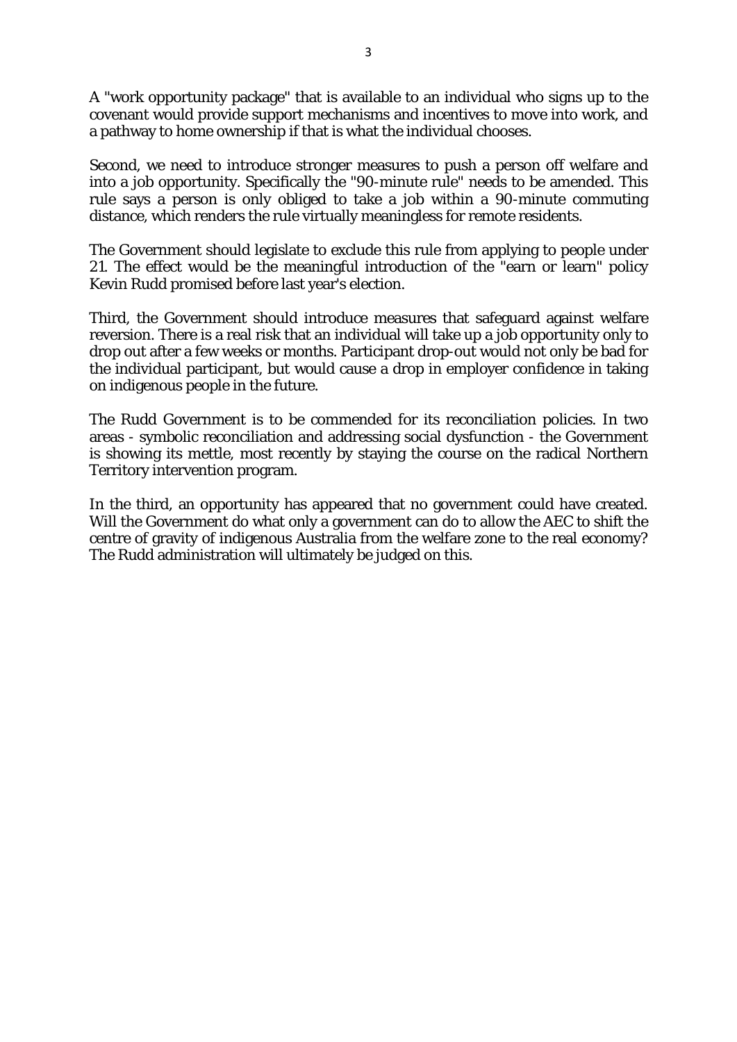A "work opportunity package" that is available to an individual who signs up to the covenant would provide support mechanisms and incentives to move into work, and a pathway to home ownership if that is what the individual chooses.

Second, we need to introduce stronger measures to push a person off welfare and into a job opportunity. Specifically the "90-minute rule" needs to be amended. This rule says a person is only obliged to take a job within a 90-minute commuting distance, which renders the rule virtually meaningless for remote residents.

The Government should legislate to exclude this rule from applying to people under 21. The effect would be the meaningful introduction of the "earn or learn" policy Kevin Rudd promised before last year's election.

Third, the Government should introduce measures that safeguard against welfare reversion. There is a real risk that an individual will take up a job opportunity only to drop out after a few weeks or months. Participant drop-out would not only be bad for the individual participant, but would cause a drop in employer confidence in taking on indigenous people in the future.

The Rudd Government is to be commended for its reconciliation policies. In two areas - symbolic reconciliation and addressing social dysfunction - the Government is showing its mettle, most recently by staying the course on the radical Northern Territory intervention program.

In the third, an opportunity has appeared that no government could have created. Will the Government do what only a government can do to allow the AEC to shift the centre of gravity of indigenous Australia from the welfare zone to the real economy? The Rudd administration will ultimately be judged on this.